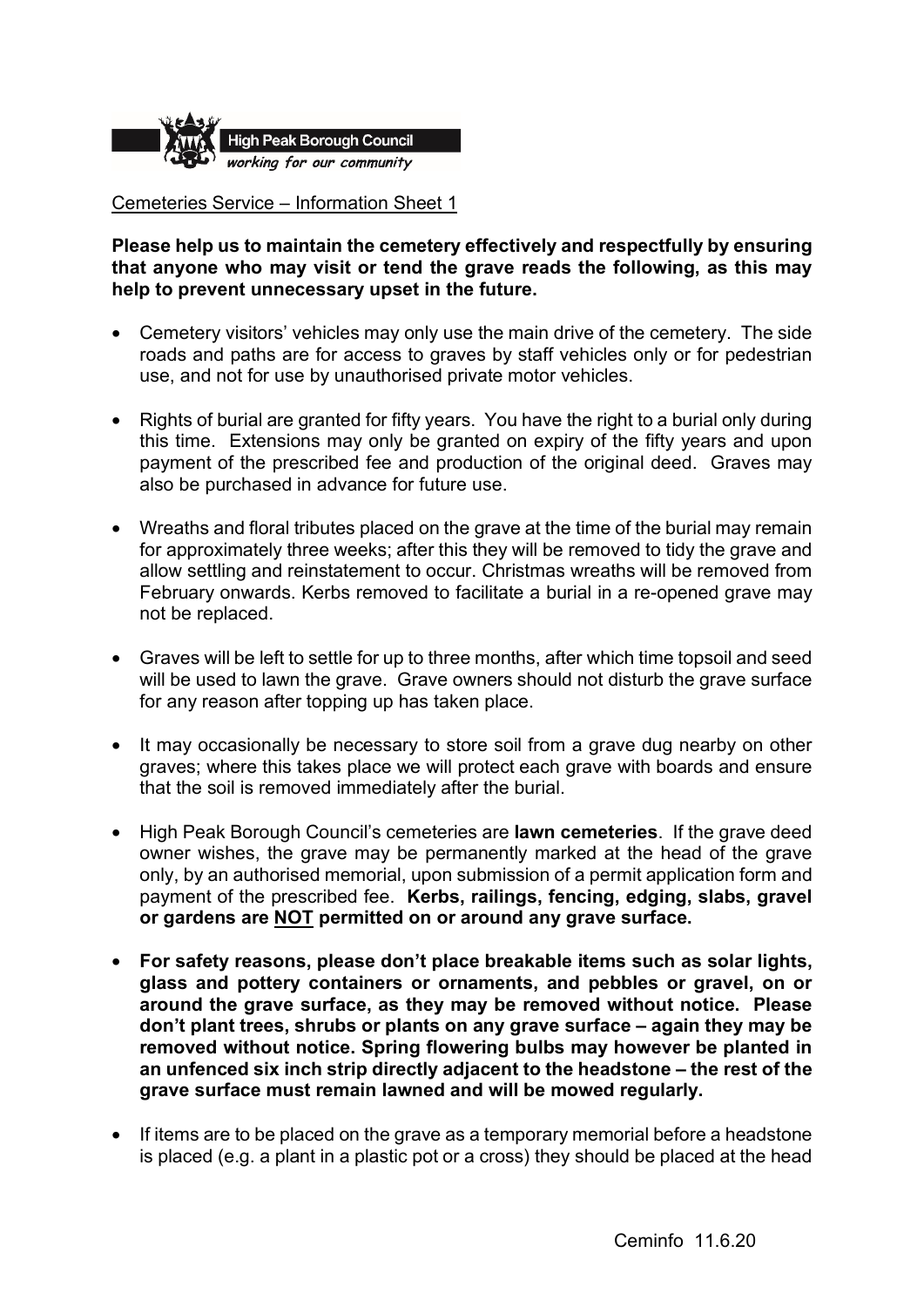High Peak Borough Council
*working for our community*

Cemeteries Service – Information Sheet 1

**Please help us to maintain the cemetery effectively and respectfully by ensuring that anyone who may visit or tend the grave reads the following, as this may help to prevent unnecessary upset in the future.**

- Cemetery visitors' vehicles may only use the main drive of the cemetery. The side roads and paths are for access to graves by staff vehicles only or for pedestrian use, and not for use by unauthorised private motor vehicles.

- Rights of burial are granted for fifty years. You have the right to a burial only during this time. Extensions may only be granted on expiry of the fifty years and upon payment of the prescribed fee and production of the original deed. Graves may also be purchased in advance for future use.

- Wreaths and floral tributes placed on the grave at the time of the burial may remain for approximately three weeks; after this they will be removed to tidy the grave and allow settling and reinstatement to occur. Christmas wreaths will be removed from February onwards. Kerbs removed to facilitate a burial in a re-opened grave may not be replaced.

- Graves will be left to settle for up to three months, after which time topsoil and seed will be used to lawn the grave. Grave owners should not disturb the grave surface for any reason after topping up has taken place.

- It may occasionally be necessary to store soil from a grave dug nearby on other graves; where this takes place we will protect each grave with boards and ensure that the soil is removed immediately after the burial.

- High Peak Borough Council's cemeteries are **lawn cemeteries**. If the grave deed owner wishes, the grave may be permanently marked at the head of the grave only, by an authorised memorial, upon submission of a permit application form and payment of the prescribed fee. **Kerbs, railings, fencing, edging, slabs, gravel or gardens are <u>NOT</u> permitted on or around any grave surface.**

- **For safety reasons, please don't place breakable items such as solar lights, glass and pottery containers or ornaments, and pebbles or gravel, on or around the grave surface, as they may be removed without notice. Please don't plant trees, shrubs or plants on any grave surface – again they may be removed without notice. Spring flowering bulbs may however be planted in an unfenced six inch strip directly adjacent to the headstone – the rest of the grave surface must remain lawned and will be mowed regularly.**

- If items are to be placed on the grave as a temporary memorial before a headstone is placed (e.g. a plant in a plastic pot or a cross) they should be placed at the head

Ceminfo 11.6.20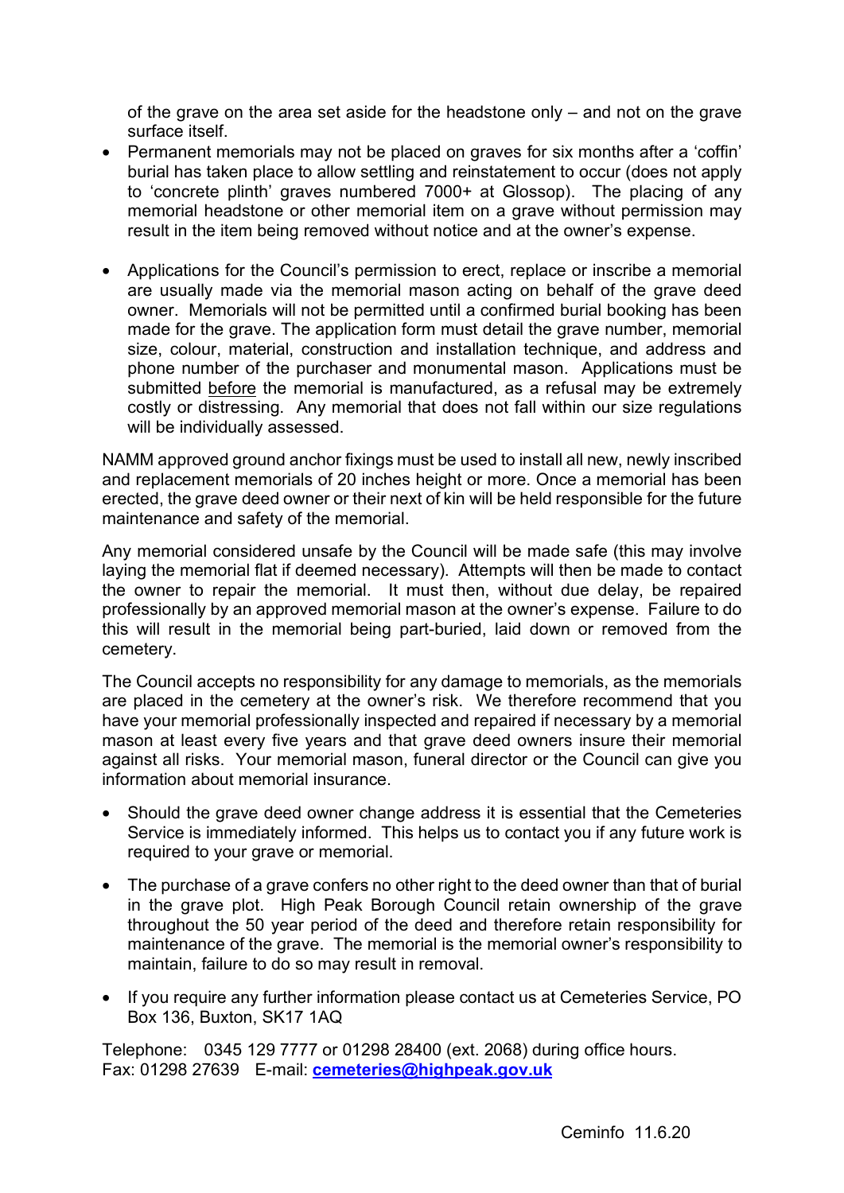of the grave on the area set aside for the headstone only – and not on the grave surface itself.

- Permanent memorials may not be placed on graves for six months after a 'coffin' burial has taken place to allow settling and reinstatement to occur (does not apply to 'concrete plinth' graves numbered 7000+ at Glossop). The placing of any memorial headstone or other memorial item on a grave without permission may result in the item being removed without notice and at the owner's expense.

- Applications for the Council's permission to erect, replace or inscribe a memorial are usually made via the memorial mason acting on behalf of the grave deed owner. Memorials will not be permitted until a confirmed burial booking has been made for the grave. The application form must detail the grave number, memorial size, colour, material, construction and installation technique, and address and phone number of the purchaser and monumental mason. Applications must be submitted <u>before</u> the memorial is manufactured, as a refusal may be extremely costly or distressing. Any memorial that does not fall within our size regulations will be individually assessed.

NAMM approved ground anchor fixings must be used to install all new, newly inscribed and replacement memorials of 20 inches height or more. Once a memorial has been erected, the grave deed owner or their next of kin will be held responsible for the future maintenance and safety of the memorial.

Any memorial considered unsafe by the Council will be made safe (this may involve laying the memorial flat if deemed necessary). Attempts will then be made to contact the owner to repair the memorial. It must then, without due delay, be repaired professionally by an approved memorial mason at the owner's expense. Failure to do this will result in the memorial being part-buried, laid down or removed from the cemetery.

The Council accepts no responsibility for any damage to memorials, as the memorials are placed in the cemetery at the owner's risk. We therefore recommend that you have your memorial professionally inspected and repaired if necessary by a memorial mason at least every five years and that grave deed owners insure their memorial against all risks. Your memorial mason, funeral director or the Council can give you information about memorial insurance.

- Should the grave deed owner change address it is essential that the Cemeteries Service is immediately informed. This helps us to contact you if any future work is required to your grave or memorial.

- The purchase of a grave confers no other right to the deed owner than that of burial in the grave plot. High Peak Borough Council retain ownership of the grave throughout the 50 year period of the deed and therefore retain responsibility for maintenance of the grave. The memorial is the memorial owner's responsibility to maintain, failure to do so may result in removal.

- If you require any further information please contact us at Cemeteries Service, PO Box 136, Buxton, SK17 1AQ

Telephone: 0345 129 7777 or 01298 28400 (ext. 2068) during office hours.
Fax: 01298 27639 E-mail: **cemeteries@highpeak.gov.uk**

Ceminfo 11.6.20